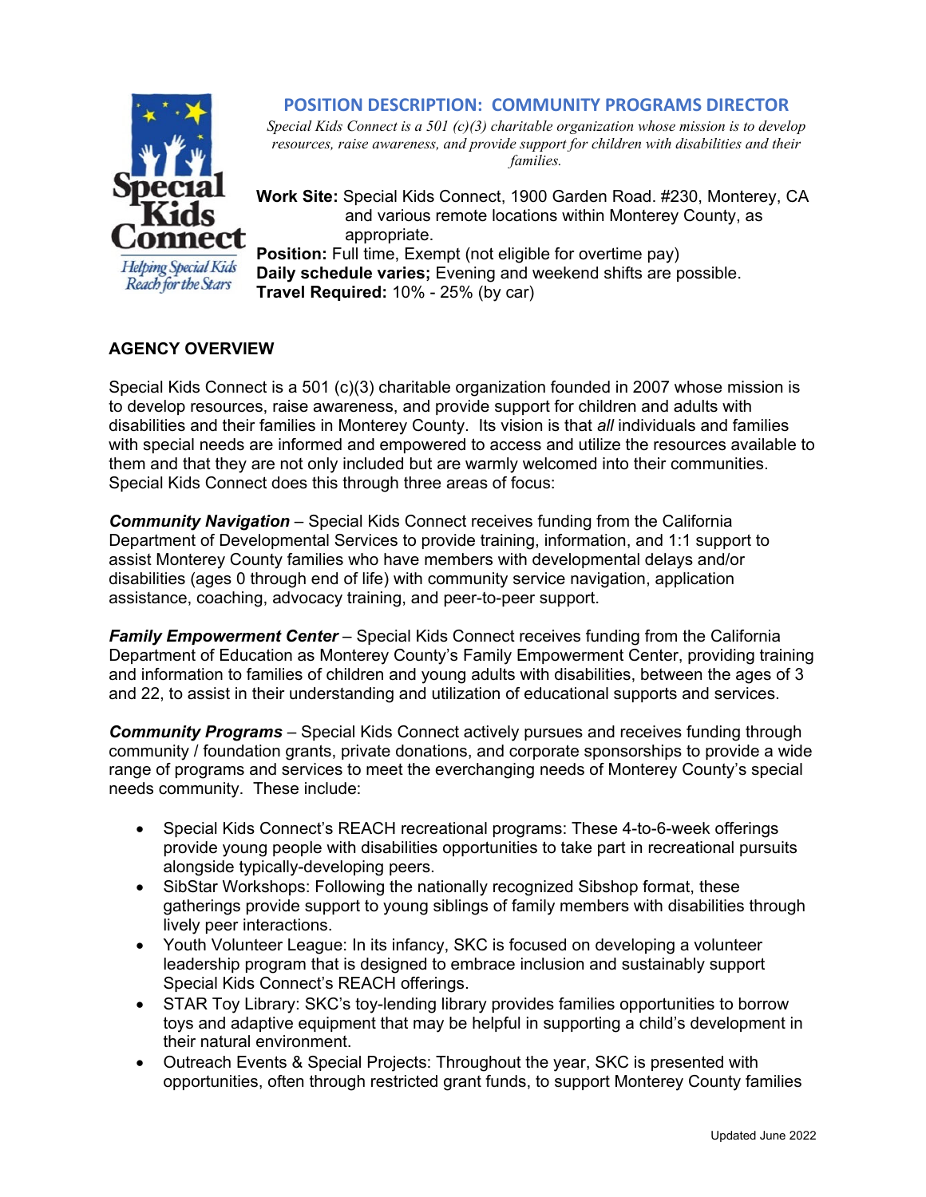# POSITION DESCRIPTION: COMMUNITY PROGRAMS DIRECTOR

*Special Kids Connect is a 501 (c)(3) charitable organization whose mission is to develop resources, raise awareness, and provide support for children with disabilities and their families.*

**Work Site:** Special Kids Connect, 1900 Garden Road. #230, Monterey, CA and various remote locations within Monterey County, as appropriate.
**Position:** Full time, Exempt (not eligible for overtime pay)
**Daily schedule varies;** Evening and weekend shifts are possible.
**Travel Required:** 10% - 25% (by car)

## AGENCY OVERVIEW

Special Kids Connect is a 501 (c)(3) charitable organization founded in 2007 whose mission is to develop resources, raise awareness, and provide support for children and adults with disabilities and their families in Monterey County. Its vision is that *all* individuals and families with special needs are informed and empowered to access and utilize the resources available to them and that they are not only included but are warmly welcomed into their communities. Special Kids Connect does this through three areas of focus:

***Community Navigation*** – Special Kids Connect receives funding from the California Department of Developmental Services to provide training, information, and 1:1 support to assist Monterey County families who have members with developmental delays and/or disabilities (ages 0 through end of life) with community service navigation, application assistance, coaching, advocacy training, and peer-to-peer support.

***Family Empowerment Center*** – Special Kids Connect receives funding from the California Department of Education as Monterey County's Family Empowerment Center, providing training and information to families of children and young adults with disabilities, between the ages of 3 and 22, to assist in their understanding and utilization of educational supports and services.

***Community Programs*** – Special Kids Connect actively pursues and receives funding through community / foundation grants, private donations, and corporate sponsorships to provide a wide range of programs and services to meet the everchanging needs of Monterey County's special needs community. These include:

- Special Kids Connect's REACH recreational programs: These 4-to-6-week offerings provide young people with disabilities opportunities to take part in recreational pursuits alongside typically-developing peers.
- SibStar Workshops: Following the nationally recognized Sibshop format, these gatherings provide support to young siblings of family members with disabilities through lively peer interactions.
- Youth Volunteer League: In its infancy, SKC is focused on developing a volunteer leadership program that is designed to embrace inclusion and sustainably support Special Kids Connect's REACH offerings.
- STAR Toy Library: SKC's toy-lending library provides families opportunities to borrow toys and adaptive equipment that may be helpful in supporting a child's development in their natural environment.
- Outreach Events & Special Projects: Throughout the year, SKC is presented with opportunities, often through restricted grant funds, to support Monterey County families

Updated June 2022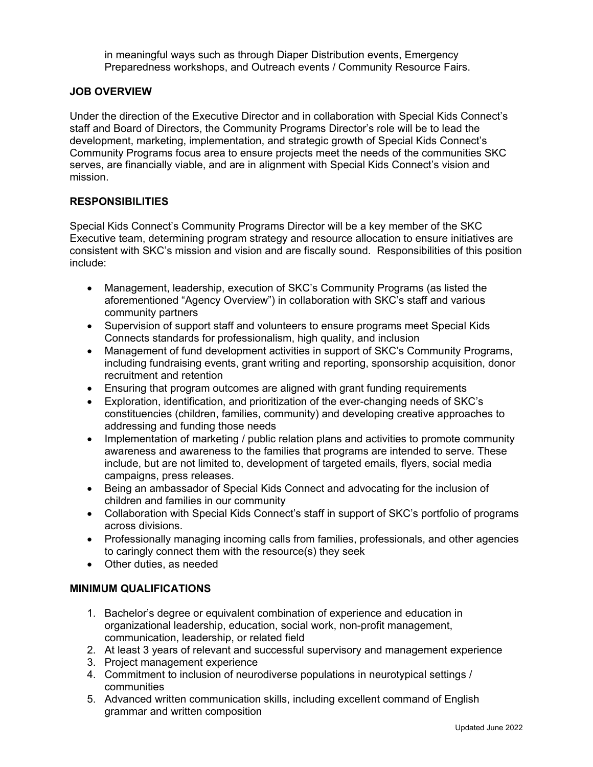in meaningful ways such as through Diaper Distribution events, Emergency Preparedness workshops, and Outreach events / Community Resource Fairs.

## JOB OVERVIEW

Under the direction of the Executive Director and in collaboration with Special Kids Connect's staff and Board of Directors, the Community Programs Director's role will be to lead the development, marketing, implementation, and strategic growth of Special Kids Connect's Community Programs focus area to ensure projects meet the needs of the communities SKC serves, are financially viable, and are in alignment with Special Kids Connect's vision and mission.

## RESPONSIBILITIES

Special Kids Connect's Community Programs Director will be a key member of the SKC Executive team, determining program strategy and resource allocation to ensure initiatives are consistent with SKC's mission and vision and are fiscally sound. Responsibilities of this position include:

- Management, leadership, execution of SKC's Community Programs (as listed the aforementioned "Agency Overview") in collaboration with SKC's staff and various community partners
- Supervision of support staff and volunteers to ensure programs meet Special Kids Connects standards for professionalism, high quality, and inclusion
- Management of fund development activities in support of SKC's Community Programs, including fundraising events, grant writing and reporting, sponsorship acquisition, donor recruitment and retention
- Ensuring that program outcomes are aligned with grant funding requirements
- Exploration, identification, and prioritization of the ever-changing needs of SKC's constituencies (children, families, community) and developing creative approaches to addressing and funding those needs
- Implementation of marketing / public relation plans and activities to promote community awareness and awareness to the families that programs are intended to serve. These include, but are not limited to, development of targeted emails, flyers, social media campaigns, press releases.
- Being an ambassador of Special Kids Connect and advocating for the inclusion of children and families in our community
- Collaboration with Special Kids Connect's staff in support of SKC's portfolio of programs across divisions.
- Professionally managing incoming calls from families, professionals, and other agencies to caringly connect them with the resource(s) they seek
- Other duties, as needed

## MINIMUM QUALIFICATIONS

1. Bachelor's degree or equivalent combination of experience and education in organizational leadership, education, social work, non-profit management, communication, leadership, or related field
2. At least 3 years of relevant and successful supervisory and management experience
3. Project management experience
4. Commitment to inclusion of neurodiverse populations in neurotypical settings / communities
5. Advanced written communication skills, including excellent command of English grammar and written composition

Updated June 2022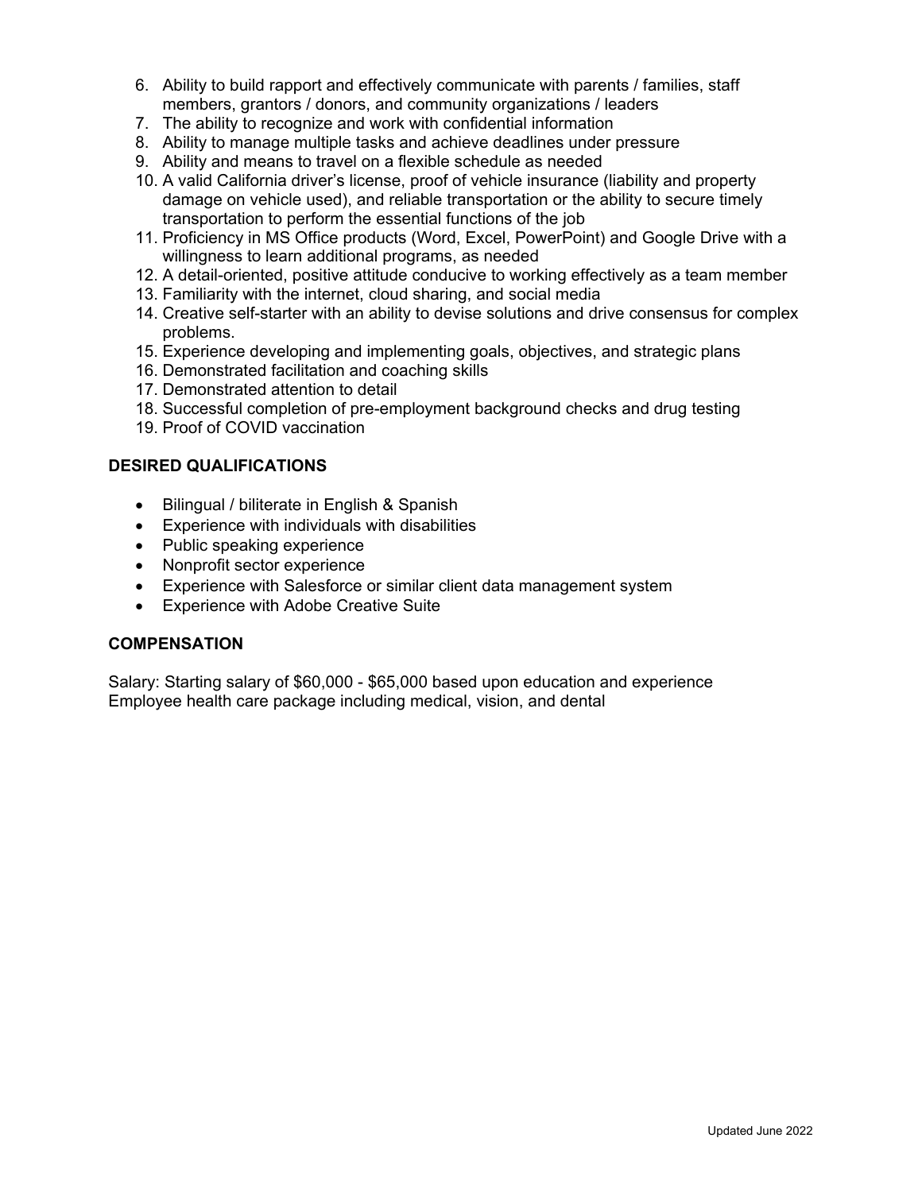6. Ability to build rapport and effectively communicate with parents / families, staff members, grantors / donors, and community organizations / leaders
7. The ability to recognize and work with confidential information
8. Ability to manage multiple tasks and achieve deadlines under pressure
9. Ability and means to travel on a flexible schedule as needed
10. A valid California driver's license, proof of vehicle insurance (liability and property damage on vehicle used), and reliable transportation or the ability to secure timely transportation to perform the essential functions of the job
11. Proficiency in MS Office products (Word, Excel, PowerPoint) and Google Drive with a willingness to learn additional programs, as needed
12. A detail-oriented, positive attitude conducive to working effectively as a team member
13. Familiarity with the internet, cloud sharing, and social media
14. Creative self-starter with an ability to devise solutions and drive consensus for complex problems.
15. Experience developing and implementing goals, objectives, and strategic plans
16. Demonstrated facilitation and coaching skills
17. Demonstrated attention to detail
18. Successful completion of pre-employment background checks and drug testing
19. Proof of COVID vaccination

## DESIRED QUALIFICATIONS

- Bilingual / biliterate in English & Spanish
- Experience with individuals with disabilities
- Public speaking experience
- Nonprofit sector experience
- Experience with Salesforce or similar client data management system
- Experience with Adobe Creative Suite

## COMPENSATION

Salary: Starting salary of $60,000 - $65,000 based upon education and experience
Employee health care package including medical, vision, and dental

Updated June 2022